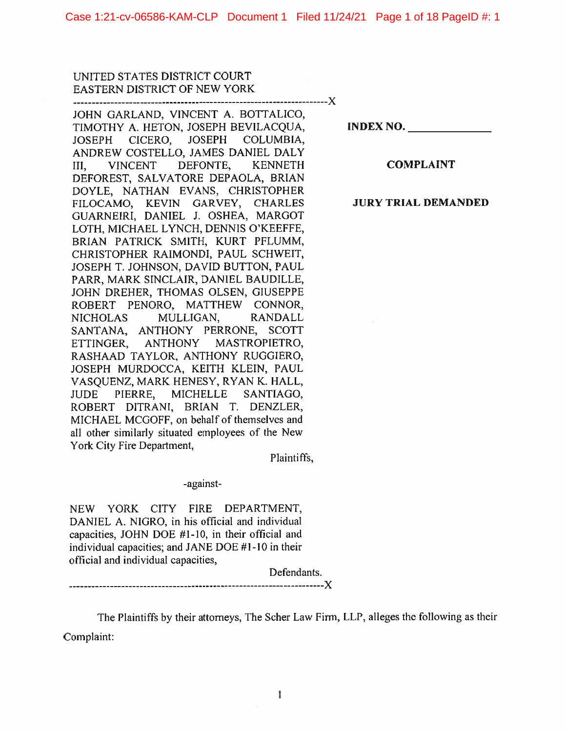UNITED STATES DISTRICT COURT
EASTERN DISTRICT OF NEW YORK

---

JOHN GARLAND, VINCENT A. BOTTALICO, TIMOTHY A. HETON, JOSEPH BEVILACQUA, JOSEPH CICERO, JOSEPH COLUMBIA, ANDREW COSTELLO, JAMES DANIEL DALY III, VINCENT DEFONTE, KENNETH DEFOREST, SALVATORE DEPAOLA, BRIAN DOYLE, NATHAN EVANS, CHRISTOPHER FILOCAMO, KEVIN GARVEY, CHARLES GUARNEIRI, DANIEL J. OSHEA, MARGOT LOTH, MICHAEL LYNCH, DENNIS O'KEEFFE, BRIAN PATRICK SMITH, KURT PFLUMM, CHRISTOPHER RAIMONDI, PAUL SCHWEIT, JOSEPH T. JOHNSON, DAVID BUTTON, PAUL PARR, MARK SINCLAIR, DANIEL BAUDILLE, JOHN DREHER, THOMAS OLSEN, GIUSEPPE ROBERT PENORO, MATTHEW CONNOR, NICHOLAS MULLIGAN, RANDALL SANTANA, ANTHONY PERRONE, SCOTT ETTINGER, ANTHONY MASTROPIETRO, RASHAAD TAYLOR, ANTHONY RUGGIERO, JOSEPH MURDOCCA, KEITH KLEIN, PAUL VASQUENZ, MARK HENESY, RYAN K. HALL, JUDE PIERRE, MICHELLE SANTIAGO, ROBERT DITRANI, BRIAN T. DENZLER, MICHAEL MCGOFF, on behalf of themselves and all other similarly situated employees of the New York City Fire Department,

Plaintiffs,

-against-

NEW YORK CITY FIRE DEPARTMENT, DANIEL A. NIGRO, in his official and individual capacities, JOHN DOE #1-10, in their official and individual capacities; and JANE DOE #1-10 in their official and individual capacities,

Defendants.

---

**INDEX NO. ______________**

**COMPLAINT**

**JURY TRIAL DEMANDED**

The Plaintiffs by their attorneys, The Scher Law Firm, LLP, alleges the following as their Complaint: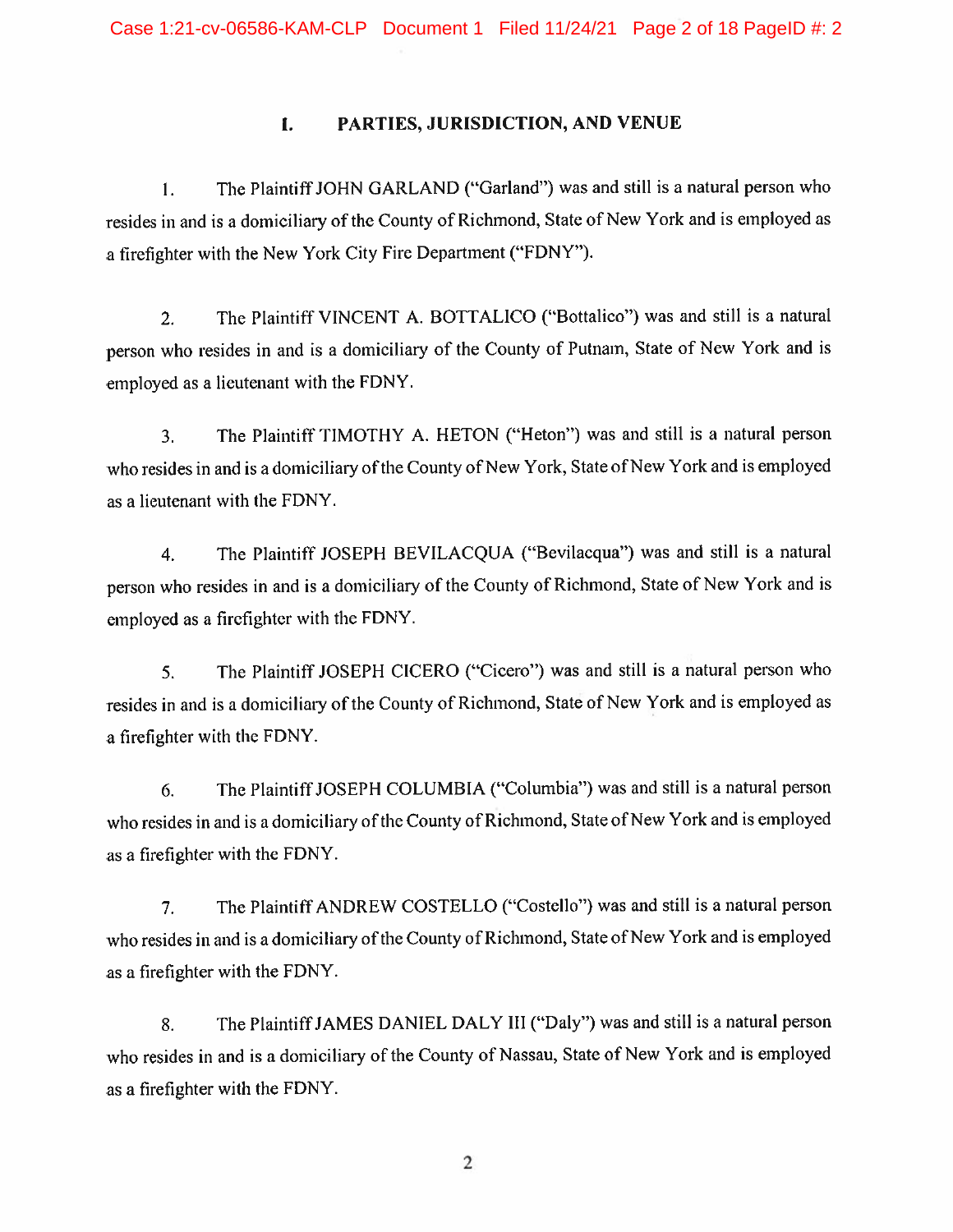## I. PARTIES, JURISDICTION, AND VENUE

1. The Plaintiff JOHN GARLAND ("Garland") was and still is a natural person who resides in and is a domiciliary of the County of Richmond, State of New York and is employed as a firefighter with the New York City Fire Department ("FDNY").

2. The Plaintiff VINCENT A. BOTTALICO ("Bottalico") was and still is a natural person who resides in and is a domiciliary of the County of Putnam, State of New York and is employed as a lieutenant with the FDNY.

3. The Plaintiff TIMOTHY A. HETON ("Heton") was and still is a natural person who resides in and is a domiciliary of the County of New York, State of New York and is employed as a lieutenant with the FDNY.

4. The Plaintiff JOSEPH BEVILACQUA ("Bevilacqua") was and still is a natural person who resides in and is a domiciliary of the County of Richmond, State of New York and is employed as a firefighter with the FDNY.

5. The Plaintiff JOSEPH CICERO ("Cicero") was and still is a natural person who resides in and is a domiciliary of the County of Richmond, State of New York and is employed as a firefighter with the FDNY.

6. The Plaintiff JOSEPH COLUMBIA ("Columbia") was and still is a natural person who resides in and is a domiciliary of the County of Richmond, State of New York and is employed as a firefighter with the FDNY.

7. The Plaintiff ANDREW COSTELLO ("Costello") was and still is a natural person who resides in and is a domiciliary of the County of Richmond, State of New York and is employed as a firefighter with the FDNY.

8. The Plaintiff JAMES DANIEL DALY III ("Daly") was and still is a natural person who resides in and is a domiciliary of the County of Nassau, State of New York and is employed as a firefighter with the FDNY.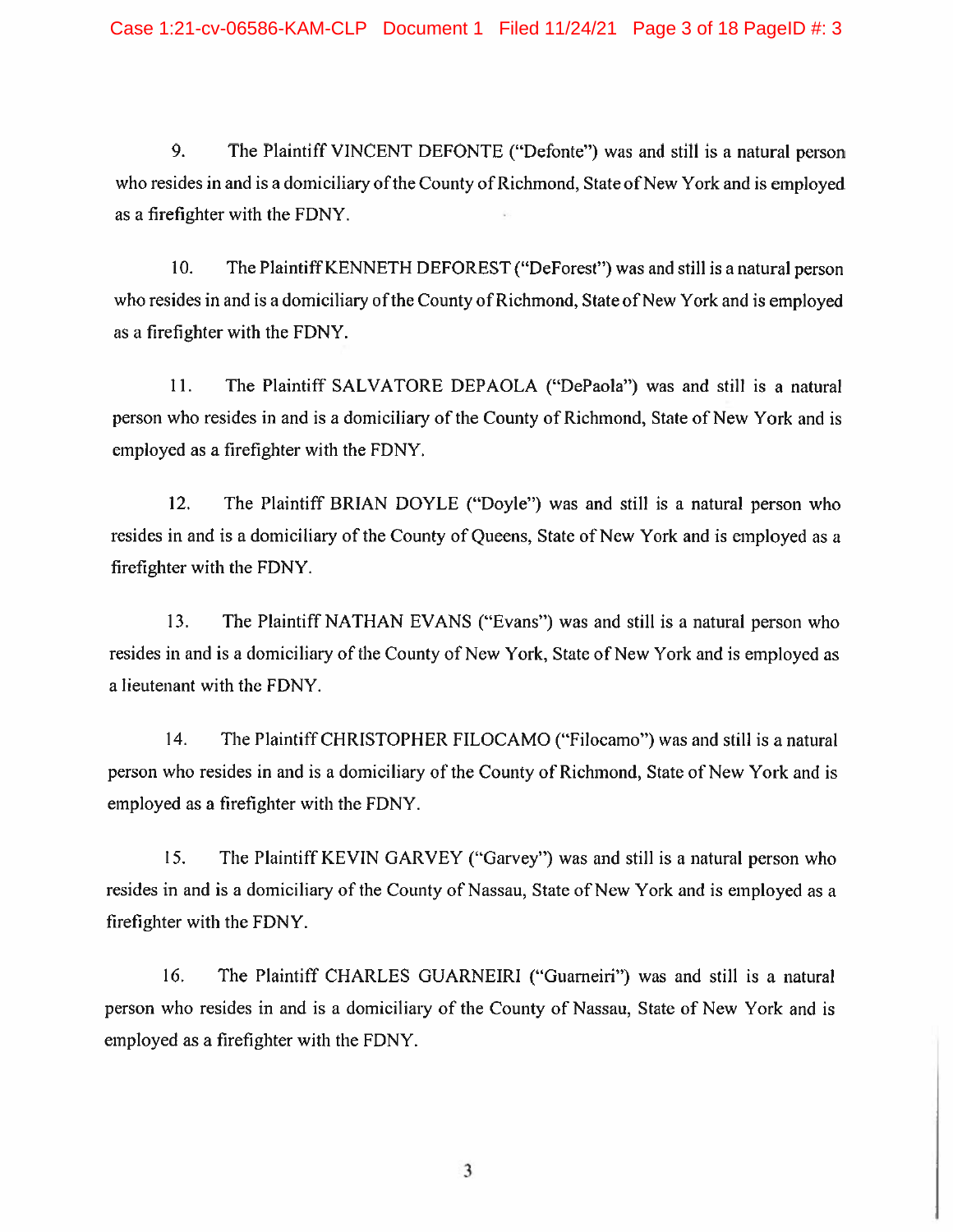9. The Plaintiff VINCENT DEFONTE ("Defonte") was and still is a natural person who resides in and is a domiciliary of the County of Richmond, State of New York and is employed as a firefighter with the FDNY.

10. The Plaintiff KENNETH DEFOREST ("DeForest") was and still is a natural person who resides in and is a domiciliary of the County of Richmond, State of New York and is employed as a firefighter with the FDNY.

11. The Plaintiff SALVATORE DEPAOLA ("DePaola") was and still is a natural person who resides in and is a domiciliary of the County of Richmond, State of New York and is employed as a firefighter with the FDNY.

12. The Plaintiff BRIAN DOYLE ("Doyle") was and still is a natural person who resides in and is a domiciliary of the County of Queens, State of New York and is employed as a firefighter with the FDNY.

13. The Plaintiff NATHAN EVANS ("Evans") was and still is a natural person who resides in and is a domiciliary of the County of New York, State of New York and is employed as a lieutenant with the FDNY.

14. The Plaintiff CHRISTOPHER FILOCAMO ("Filocamo") was and still is a natural person who resides in and is a domiciliary of the County of Richmond, State of New York and is employed as a firefighter with the FDNY.

15. The Plaintiff KEVIN GARVEY ("Garvey") was and still is a natural person who resides in and is a domiciliary of the County of Nassau, State of New York and is employed as a firefighter with the FDNY.

16. The Plaintiff CHARLES GUARNEIRI ("Guarneiri") was and still is a natural person who resides in and is a domiciliary of the County of Nassau, State of New York and is employed as a firefighter with the FDNY.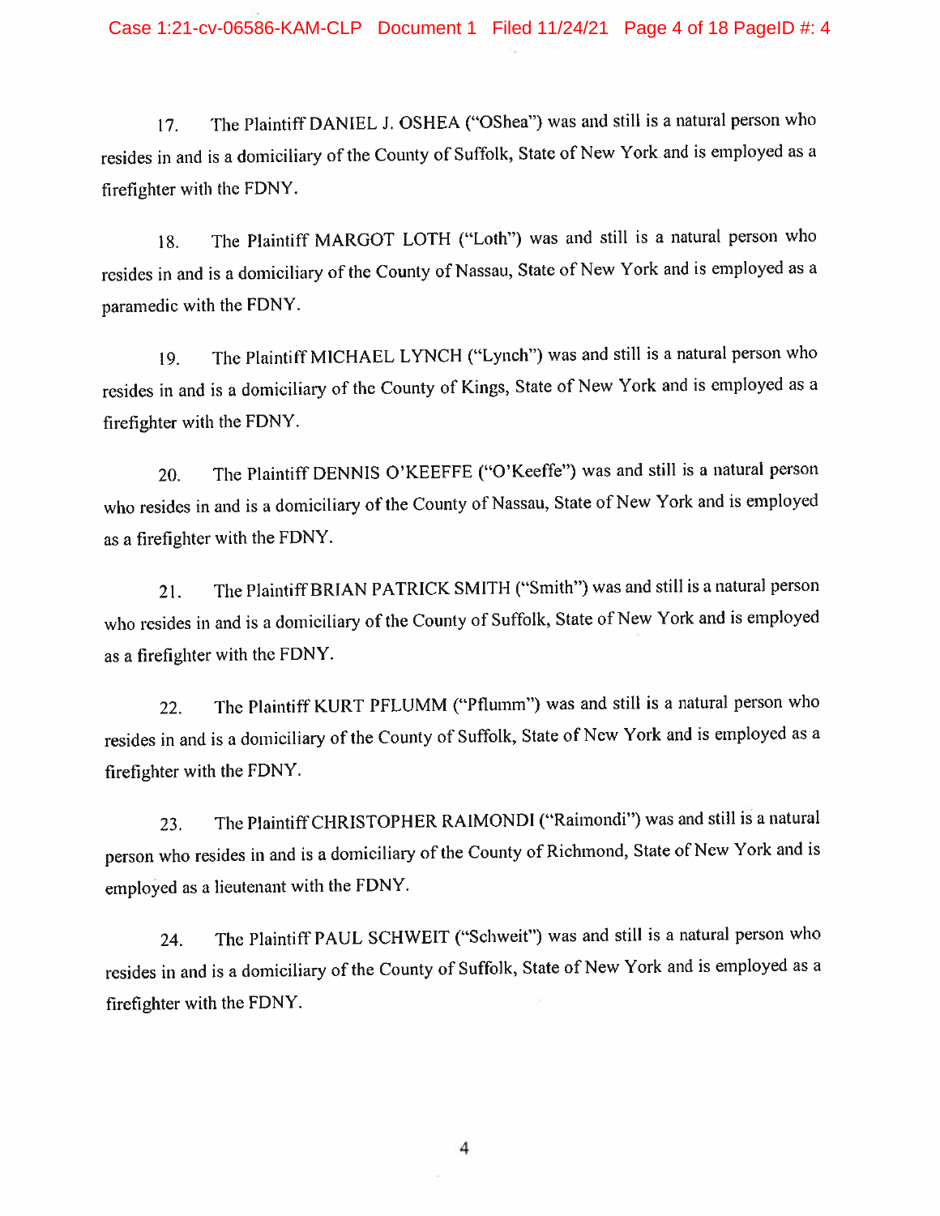17. The Plaintiff DANIEL J. OSHEA ("OShea") was and still is a natural person who resides in and is a domiciliary of the County of Suffolk, State of New York and is employed as a firefighter with the FDNY.

18. The Plaintiff MARGOT LOTH ("Loth") was and still is a natural person who resides in and is a domiciliary of the County of Nassau, State of New York and is employed as a paramedic with the FDNY.

19. The Plaintiff MICHAEL LYNCH ("Lynch") was and still is a natural person who resides in and is a domiciliary of the County of Kings, State of New York and is employed as a firefighter with the FDNY.

20. The Plaintiff DENNIS O'KEEFFE ("O'Keeffe") was and still is a natural person who resides in and is a domiciliary of the County of Nassau, State of New York and is employed as a firefighter with the FDNY.

21. The Plaintiff BRIAN PATRICK SMITH ("Smith") was and still is a natural person who resides in and is a domiciliary of the County of Suffolk, State of New York and is employed as a firefighter with the FDNY.

22. The Plaintiff KURT PFLUMM ("Pflumm") was and still is a natural person who resides in and is a domiciliary of the County of Suffolk, State of New York and is employed as a firefighter with the FDNY.

23. The Plaintiff CHRISTOPHER RAIMONDI ("Raimondi") was and still is a natural person who resides in and is a domiciliary of the County of Richmond, State of New York and is employed as a lieutenant with the FDNY.

24. The Plaintiff PAUL SCHWEIT ("Schweit") was and still is a natural person who resides in and is a domiciliary of the County of Suffolk, State of New York and is employed as a firefighter with the FDNY.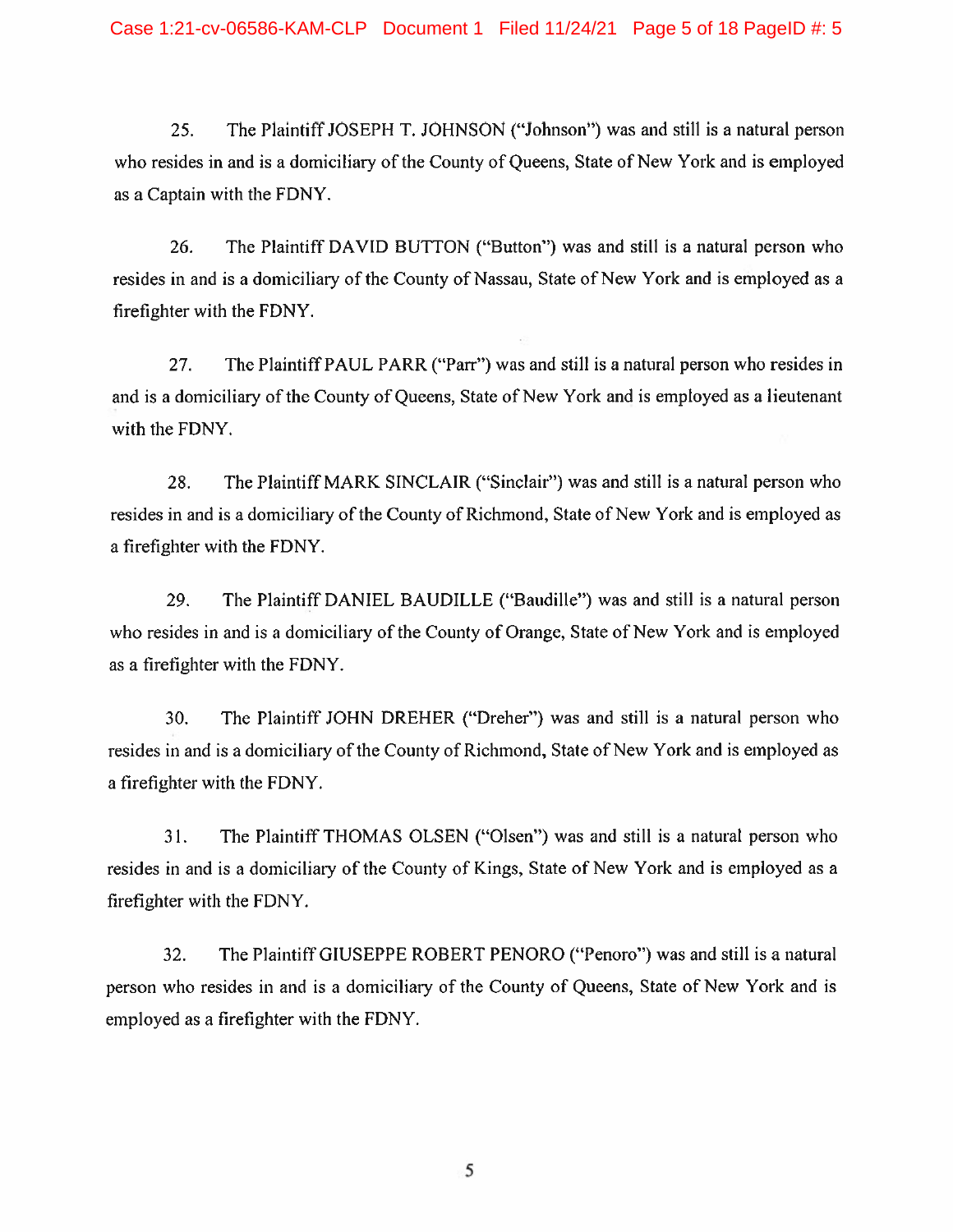25. The Plaintiff JOSEPH T. JOHNSON ("Johnson") was and still is a natural person who resides in and is a domiciliary of the County of Queens, State of New York and is employed as a Captain with the FDNY.

26. The Plaintiff DAVID BUTTON ("Button") was and still is a natural person who resides in and is a domiciliary of the County of Nassau, State of New York and is employed as a firefighter with the FDNY.

27. The Plaintiff PAUL PARR ("Parr") was and still is a natural person who resides in and is a domiciliary of the County of Queens, State of New York and is employed as a lieutenant with the FDNY.

28. The Plaintiff MARK SINCLAIR ("Sinclair") was and still is a natural person who resides in and is a domiciliary of the County of Richmond, State of New York and is employed as a firefighter with the FDNY.

29. The Plaintiff DANIEL BAUDILLE ("Baudille") was and still is a natural person who resides in and is a domiciliary of the County of Orange, State of New York and is employed as a firefighter with the FDNY.

30. The Plaintiff JOHN DREHER ("Dreher") was and still is a natural person who resides in and is a domiciliary of the County of Richmond, State of New York and is employed as a firefighter with the FDNY.

31. The Plaintiff THOMAS OLSEN ("Olsen") was and still is a natural person who resides in and is a domiciliary of the County of Kings, State of New York and is employed as a firefighter with the FDNY.

32. The Plaintiff GIUSEPPE ROBERT PENORO ("Penoro") was and still is a natural person who resides in and is a domiciliary of the County of Queens, State of New York and is employed as a firefighter with the FDNY.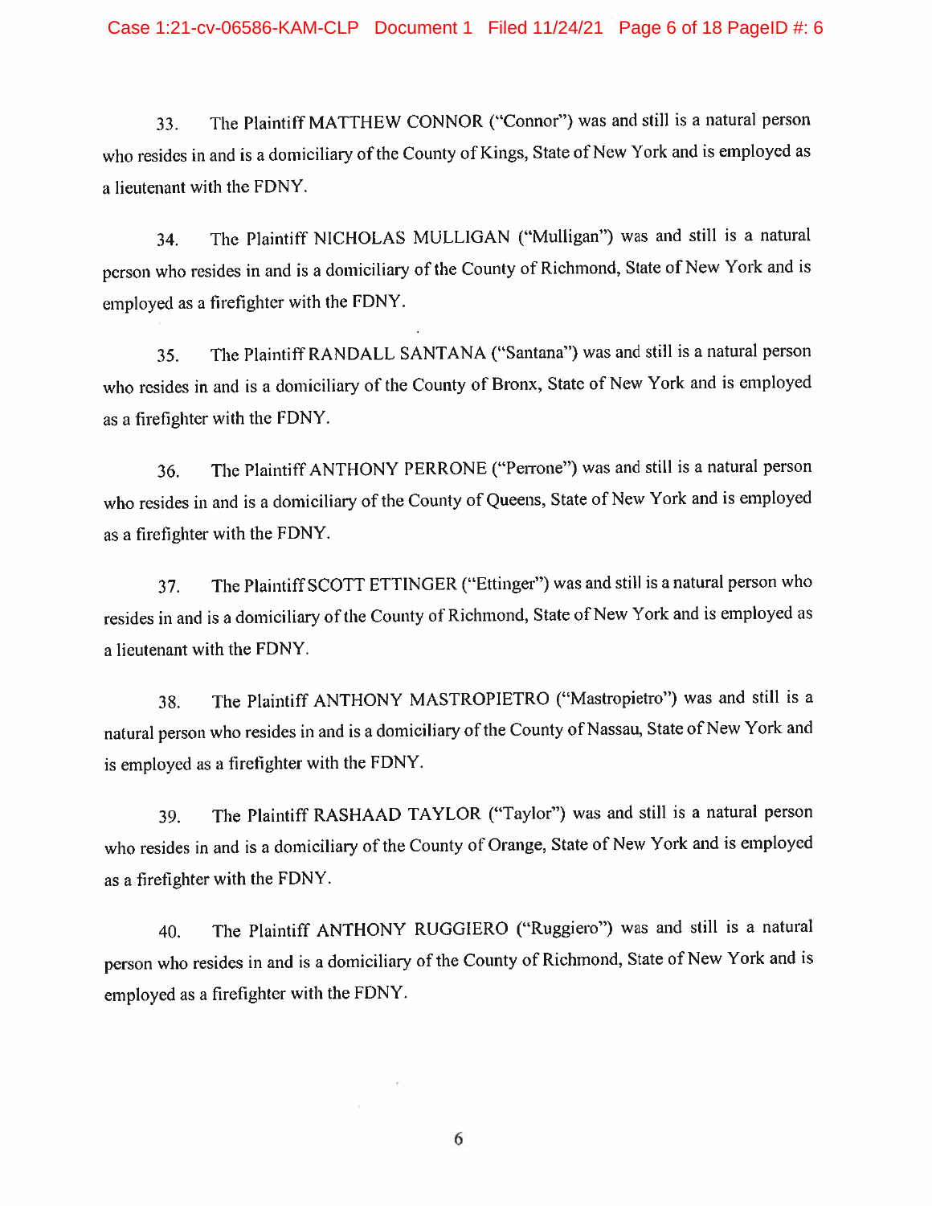33. The Plaintiff MATTHEW CONNOR ("Connor") was and still is a natural person who resides in and is a domiciliary of the County of Kings, State of New York and is employed as a lieutenant with the FDNY.

34. The Plaintiff NICHOLAS MULLIGAN ("Mulligan") was and still is a natural person who resides in and is a domiciliary of the County of Richmond, State of New York and is employed as a firefighter with the FDNY.

35. The Plaintiff RANDALL SANTANA ("Santana") was and still is a natural person who resides in and is a domiciliary of the County of Bronx, State of New York and is employed as a firefighter with the FDNY.

36. The Plaintiff ANTHONY PERRONE ("Perrone") was and still is a natural person who resides in and is a domiciliary of the County of Queens, State of New York and is employed as a firefighter with the FDNY.

37. The Plaintiff SCOTT ETTINGER ("Ettinger") was and still is a natural person who resides in and is a domiciliary of the County of Richmond, State of New York and is employed as a lieutenant with the FDNY.

38. The Plaintiff ANTHONY MASTROPIETRO ("Mastropietro") was and still is a natural person who resides in and is a domiciliary of the County of Nassau, State of New York and is employed as a firefighter with the FDNY.

39. The Plaintiff RASHAAD TAYLOR ("Taylor") was and still is a natural person who resides in and is a domiciliary of the County of Orange, State of New York and is employed as a firefighter with the FDNY.

40. The Plaintiff ANTHONY RUGGIERO ("Ruggiero") was and still is a natural person who resides in and is a domiciliary of the County of Richmond, State of New York and is employed as a firefighter with the FDNY.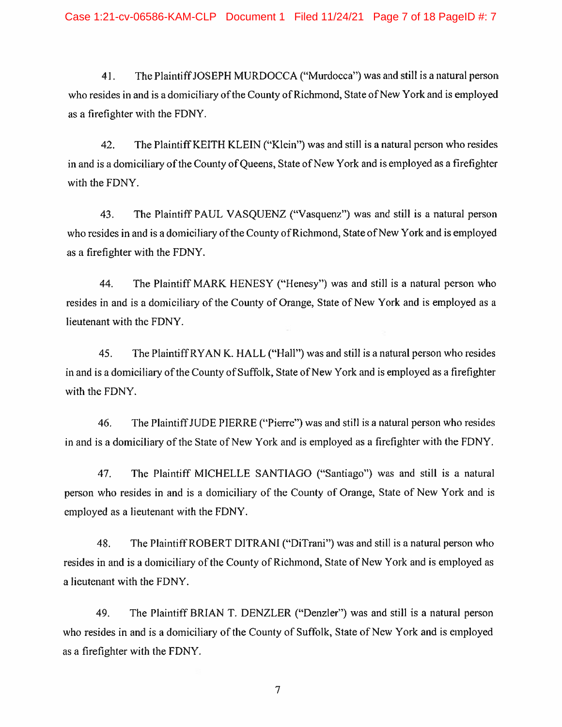41. The Plaintiff JOSEPH MURDOCCA ("Murdocca") was and still is a natural person who resides in and is a domiciliary of the County of Richmond, State of New York and is employed as a firefighter with the FDNY.

42. The Plaintiff KEITH KLEIN ("Klein") was and still is a natural person who resides in and is a domiciliary of the County of Queens, State of New York and is employed as a firefighter with the FDNY.

43. The Plaintiff PAUL VASQUENZ ("Vasquenz") was and still is a natural person who resides in and is a domiciliary of the County of Richmond, State of New York and is employed as a firefighter with the FDNY.

44. The Plaintiff MARK HENESY ("Henesy") was and still is a natural person who resides in and is a domiciliary of the County of Orange, State of New York and is employed as a lieutenant with the FDNY.

45. The Plaintiff RYAN K. HALL ("Hall") was and still is a natural person who resides in and is a domiciliary of the County of Suffolk, State of New York and is employed as a firefighter with the FDNY.

46. The Plaintiff JUDE PIERRE ("Pierre") was and still is a natural person who resides in and is a domiciliary of the State of New York and is employed as a firefighter with the FDNY.

47. The Plaintiff MICHELLE SANTIAGO ("Santiago") was and still is a natural person who resides in and is a domiciliary of the County of Orange, State of New York and is employed as a lieutenant with the FDNY.

48. The Plaintiff ROBERT DITRANI ("DiTrani") was and still is a natural person who resides in and is a domiciliary of the County of Richmond, State of New York and is employed as a lieutenant with the FDNY.

49. The Plaintiff BRIAN T. DENZLER ("Denzler") was and still is a natural person who resides in and is a domiciliary of the County of Suffolk, State of New York and is employed as a firefighter with the FDNY.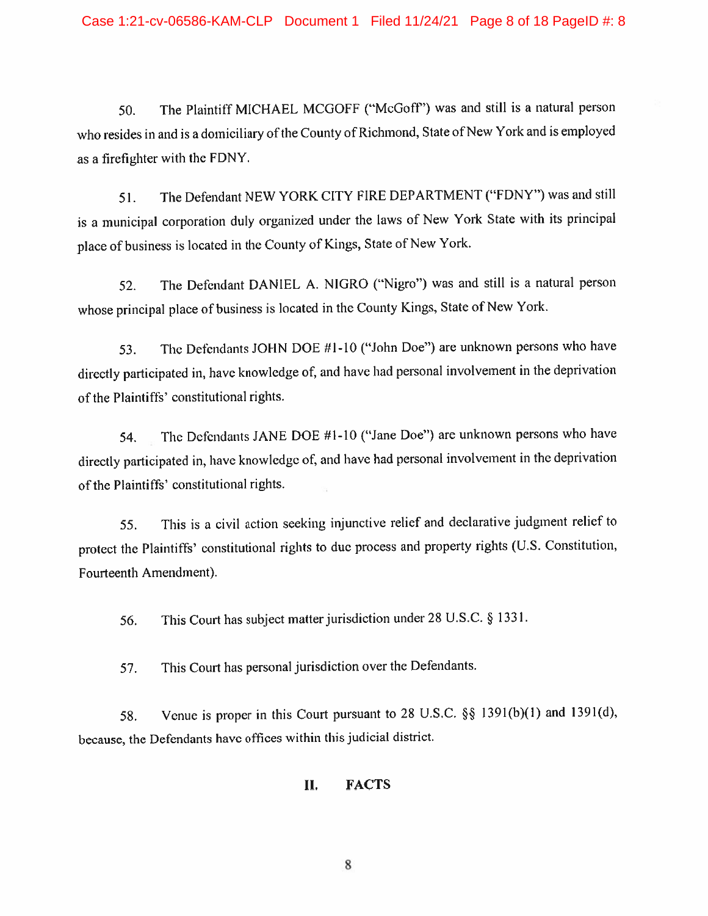50. The Plaintiff MICHAEL MCGOFF ("McGoff") was and still is a natural person who resides in and is a domiciliary of the County of Richmond, State of New York and is employed as a firefighter with the FDNY.

51. The Defendant NEW YORK CITY FIRE DEPARTMENT ("FDNY") was and still is a municipal corporation duly organized under the laws of New York State with its principal place of business is located in the County of Kings, State of New York.

52. The Defendant DANIEL A. NIGRO ("Nigro") was and still is a natural person whose principal place of business is located in the County Kings, State of New York.

53. The Defendants JOHN DOE #1-10 ("John Doe") are unknown persons who have directly participated in, have knowledge of, and have had personal involvement in the deprivation of the Plaintiffs' constitutional rights.

54. The Defendants JANE DOE #1-10 ("Jane Doe") are unknown persons who have directly participated in, have knowledge of, and have had personal involvement in the deprivation of the Plaintiffs' constitutional rights.

55. This is a civil action seeking injunctive relief and declarative judgment relief to protect the Plaintiffs' constitutional rights to due process and property rights (U.S. Constitution, Fourteenth Amendment).

56. This Court has subject matter jurisdiction under 28 U.S.C. § 1331.

57. This Court has personal jurisdiction over the Defendants.

58. Venue is proper in this Court pursuant to 28 U.S.C. §§ 1391(b)(1) and 1391(d), because, the Defendants have offices within this judicial district.

## II. FACTS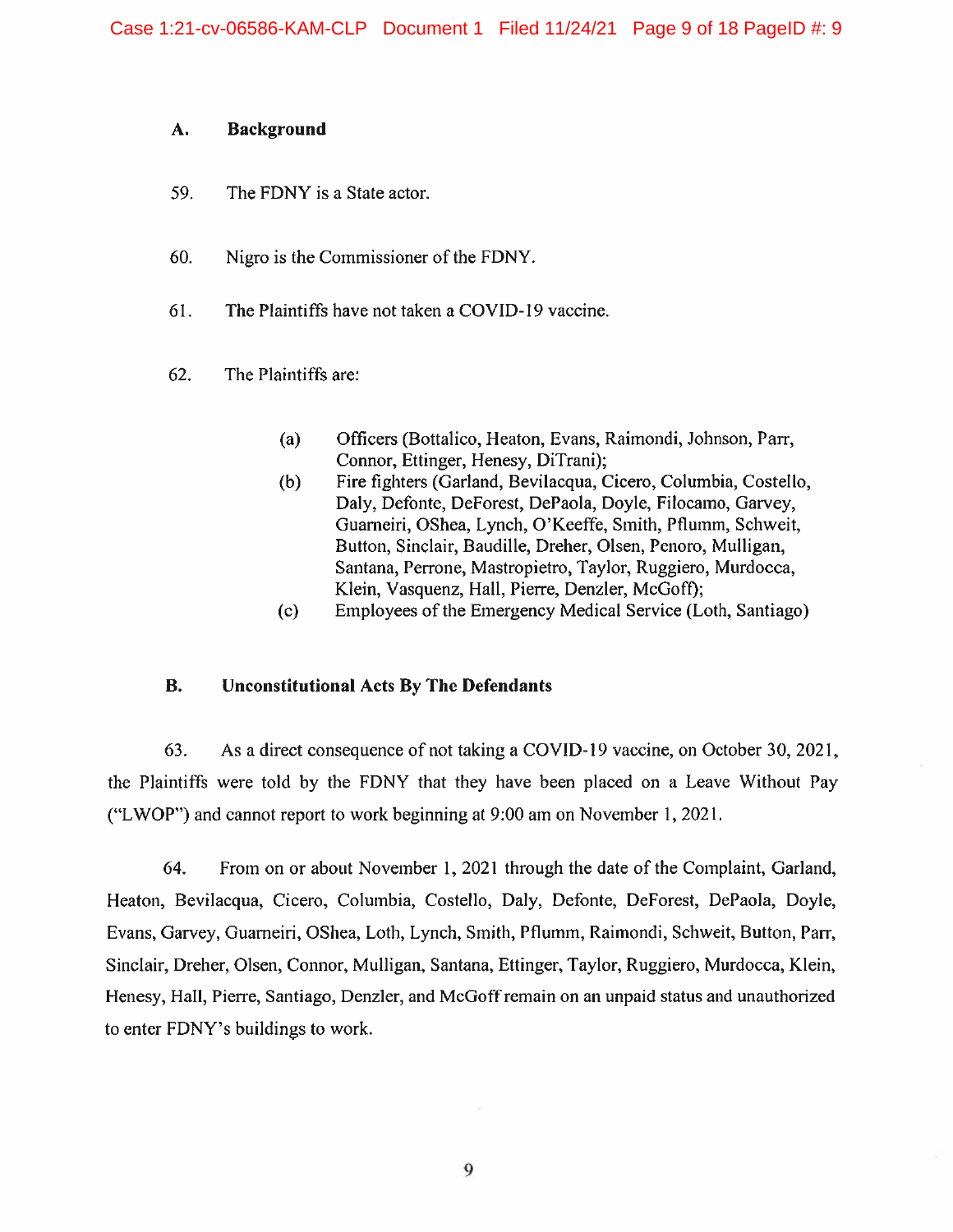### A. Background

59. The FDNY is a State actor.

60. Nigro is the Commissioner of the FDNY.

61. The Plaintiffs have not taken a COVID-19 vaccine.

62. The Plaintiffs are:

   (a) Officers (Bottalico, Heaton, Evans, Raimondi, Johnson, Parr, Connor, Ettinger, Henesy, DiTrani);
   (b) Fire fighters (Garland, Bevilacqua, Cicero, Columbia, Costello, Daly, Defonte, DeForest, DePaola, Doyle, Filocamo, Garvey, Guarneiri, OShea, Lynch, O'Keeffe, Smith, Pflumm, Schweit, Button, Sinclair, Baudille, Dreher, Olsen, Penoro, Mulligan, Santana, Perrone, Mastropietro, Taylor, Ruggiero, Murdocca, Klein, Vasquenz, Hall, Pierre, Denzler, McGoff);
   (c) Employees of the Emergency Medical Service (Loth, Santiago)

### B. Unconstitutional Acts By The Defendants

63. As a direct consequence of not taking a COVID-19 vaccine, on October 30, 2021, the Plaintiffs were told by the FDNY that they have been placed on a Leave Without Pay ("LWOP") and cannot report to work beginning at 9:00 am on November 1, 2021.

64. From on or about November 1, 2021 through the date of the Complaint, Garland, Heaton, Bevilacqua, Cicero, Columbia, Costello, Daly, Defonte, DeForest, DePaola, Doyle, Evans, Garvey, Guarneiri, OShea, Loth, Lynch, Smith, Pflumm, Raimondi, Schweit, Button, Parr, Sinclair, Dreher, Olsen, Connor, Mulligan, Santana, Ettinger, Taylor, Ruggiero, Murdocca, Klein, Henesy, Hall, Pierre, Santiago, Denzler, and McGoff remain on an unpaid status and unauthorized to enter FDNY's buildings to work.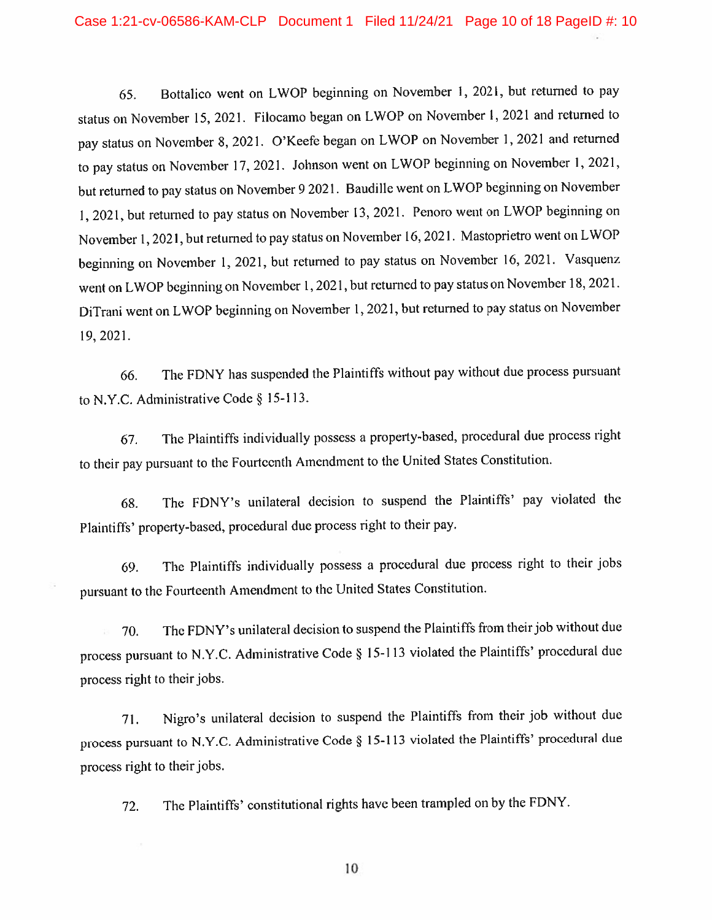65. Bottalico went on LWOP beginning on November 1, 2021, but returned to pay status on November 15, 2021. Filocamo began on LWOP on November 1, 2021 and returned to pay status on November 8, 2021. O'Keefe began on LWOP on November 1, 2021 and returned to pay status on November 17, 2021. Johnson went on LWOP beginning on November 1, 2021, but returned to pay status on November 9 2021. Baudille went on LWOP beginning on November 1, 2021, but returned to pay status on November 13, 2021. Penoro went on LWOP beginning on November 1, 2021, but returned to pay status on November 16, 2021. Mastoprietro went on LWOP beginning on November 1, 2021, but returned to pay status on November 16, 2021. Vasquenz went on LWOP beginning on November 1, 2021, but returned to pay status on November 18, 2021. DiTrani went on LWOP beginning on November 1, 2021, but returned to pay status on November 19, 2021.

66. The FDNY has suspended the Plaintiffs without pay without due process pursuant to N.Y.C. Administrative Code § 15-113.

67. The Plaintiffs individually possess a property-based, procedural due process right to their pay pursuant to the Fourteenth Amendment to the United States Constitution.

68. The FDNY's unilateral decision to suspend the Plaintiffs' pay violated the Plaintiffs' property-based, procedural due process right to their pay.

69. The Plaintiffs individually possess a procedural due process right to their jobs pursuant to the Fourteenth Amendment to the United States Constitution.

70. The FDNY's unilateral decision to suspend the Plaintiffs from their job without due process pursuant to N.Y.C. Administrative Code § 15-113 violated the Plaintiffs' procedural due process right to their jobs.

71. Nigro's unilateral decision to suspend the Plaintiffs from their job without due process pursuant to N.Y.C. Administrative Code § 15-113 violated the Plaintiffs' procedural due process right to their jobs.

72. The Plaintiffs' constitutional rights have been trampled on by the FDNY.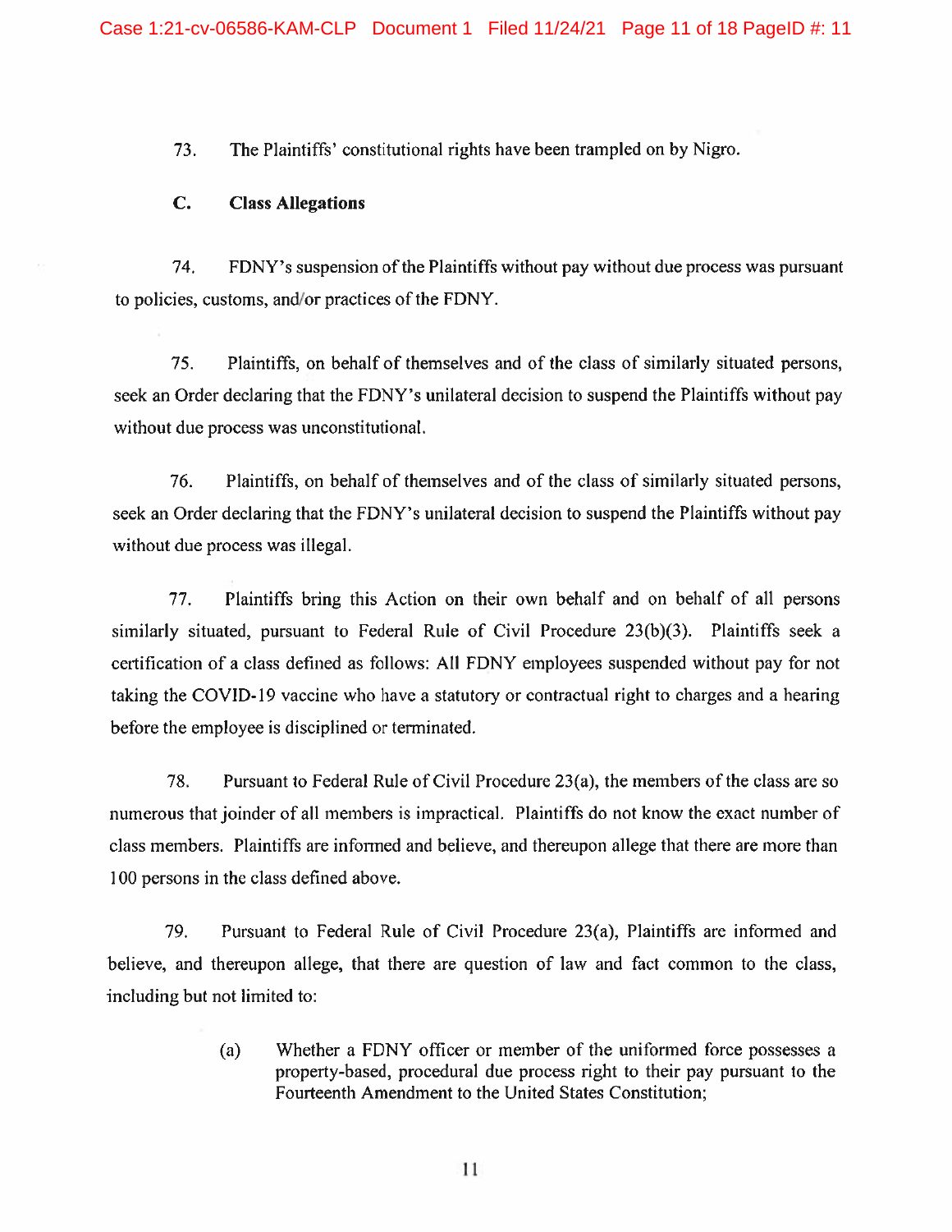73. The Plaintiffs' constitutional rights have been trampled on by Nigro.

### C. Class Allegations

74. FDNY's suspension of the Plaintiffs without pay without due process was pursuant to policies, customs, and/or practices of the FDNY.

75. Plaintiffs, on behalf of themselves and of the class of similarly situated persons, seek an Order declaring that the FDNY's unilateral decision to suspend the Plaintiffs without pay without due process was unconstitutional.

76. Plaintiffs, on behalf of themselves and of the class of similarly situated persons, seek an Order declaring that the FDNY's unilateral decision to suspend the Plaintiffs without pay without due process was illegal.

77. Plaintiffs bring this Action on their own behalf and on behalf of all persons similarly situated, pursuant to Federal Rule of Civil Procedure 23(b)(3). Plaintiffs seek a certification of a class defined as follows: All FDNY employees suspended without pay for not taking the COVID-19 vaccine who have a statutory or contractual right to charges and a hearing before the employee is disciplined or terminated.

78. Pursuant to Federal Rule of Civil Procedure 23(a), the members of the class are so numerous that joinder of all members is impractical. Plaintiffs do not know the exact number of class members. Plaintiffs are informed and believe, and thereupon allege that there are more than 100 persons in the class defined above.

79. Pursuant to Federal Rule of Civil Procedure 23(a), Plaintiffs are informed and believe, and thereupon allege, that there are question of law and fact common to the class, including but not limited to:

> (a) Whether a FDNY officer or member of the uniformed force possesses a property-based, procedural due process right to their pay pursuant to the Fourteenth Amendment to the United States Constitution;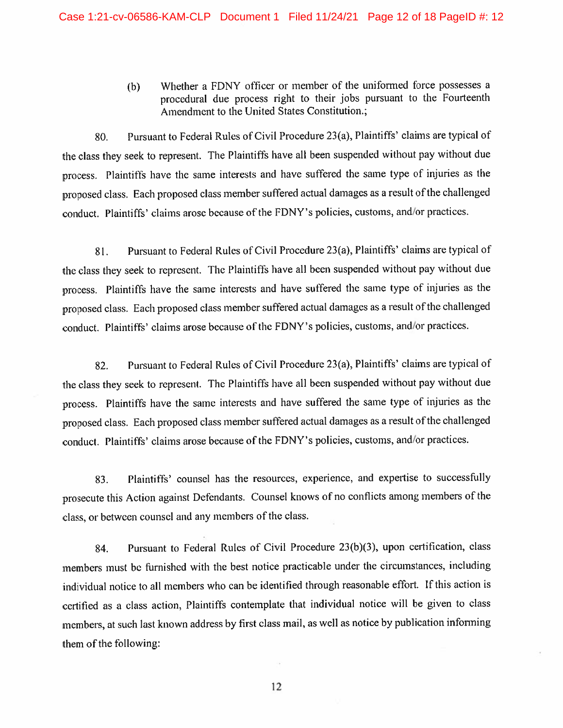(b) Whether a FDNY officer or member of the uniformed force possesses a procedural due process right to their jobs pursuant to the Fourteenth Amendment to the United States Constitution.;

80. Pursuant to Federal Rules of Civil Procedure 23(a), Plaintiffs' claims are typical of the class they seek to represent. The Plaintiffs have all been suspended without pay without due process. Plaintiffs have the same interests and have suffered the same type of injuries as the proposed class. Each proposed class member suffered actual damages as a result of the challenged conduct. Plaintiffs' claims arose because of the FDNY's policies, customs, and/or practices.

81. Pursuant to Federal Rules of Civil Procedure 23(a), Plaintiffs' claims are typical of the class they seek to represent. The Plaintiffs have all been suspended without pay without due process. Plaintiffs have the same interests and have suffered the same type of injuries as the proposed class. Each proposed class member suffered actual damages as a result of the challenged conduct. Plaintiffs' claims arose because of the FDNY's policies, customs, and/or practices.

82. Pursuant to Federal Rules of Civil Procedure 23(a), Plaintiffs' claims are typical of the class they seek to represent. The Plaintiffs have all been suspended without pay without due process. Plaintiffs have the same interests and have suffered the same type of injuries as the proposed class. Each proposed class member suffered actual damages as a result of the challenged conduct. Plaintiffs' claims arose because of the FDNY's policies, customs, and/or practices.

83. Plaintiffs' counsel has the resources, experience, and expertise to successfully prosecute this Action against Defendants. Counsel knows of no conflicts among members of the class, or between counsel and any members of the class.

84. Pursuant to Federal Rules of Civil Procedure 23(b)(3), upon certification, class members must be furnished with the best notice practicable under the circumstances, including individual notice to all members who can be identified through reasonable effort. If this action is certified as a class action, Plaintiffs contemplate that individual notice will be given to class members, at such last known address by first class mail, as well as notice by publication informing them of the following: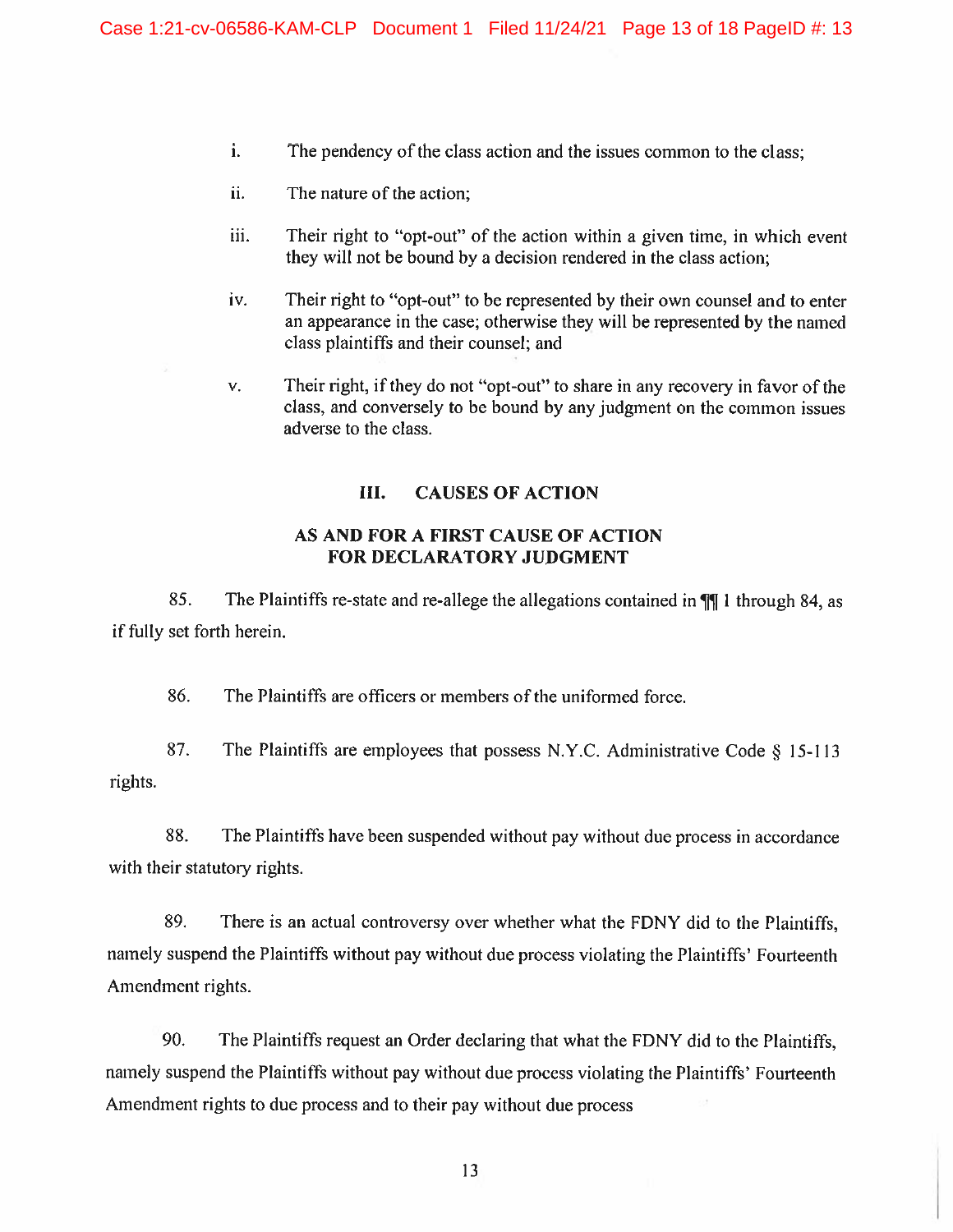i. The pendency of the class action and the issues common to the class;

ii. The nature of the action;

iii. Their right to "opt-out" of the action within a given time, in which event they will not be bound by a decision rendered in the class action;

iv. Their right to "opt-out" to be represented by their own counsel and to enter an appearance in the case; otherwise they will be represented by the named class plaintiffs and their counsel; and

v. Their right, if they do not "opt-out" to share in any recovery in favor of the class, and conversely to be bound by any judgment on the common issues adverse to the class.

## III. CAUSES OF ACTION

### AS AND FOR A FIRST CAUSE OF ACTION FOR DECLARATORY JUDGMENT

85. The Plaintiffs re-state and re-allege the allegations contained in ¶¶ 1 through 84, as if fully set forth herein.

86. The Plaintiffs are officers or members of the uniformed force.

87. The Plaintiffs are employees that possess N.Y.C. Administrative Code § 15-113 rights.

88. The Plaintiffs have been suspended without pay without due process in accordance with their statutory rights.

89. There is an actual controversy over whether what the FDNY did to the Plaintiffs, namely suspend the Plaintiffs without pay without due process violating the Plaintiffs' Fourteenth Amendment rights.

90. The Plaintiffs request an Order declaring that what the FDNY did to the Plaintiffs, namely suspend the Plaintiffs without pay without due process violating the Plaintiffs' Fourteenth Amendment rights to due process and to their pay without due process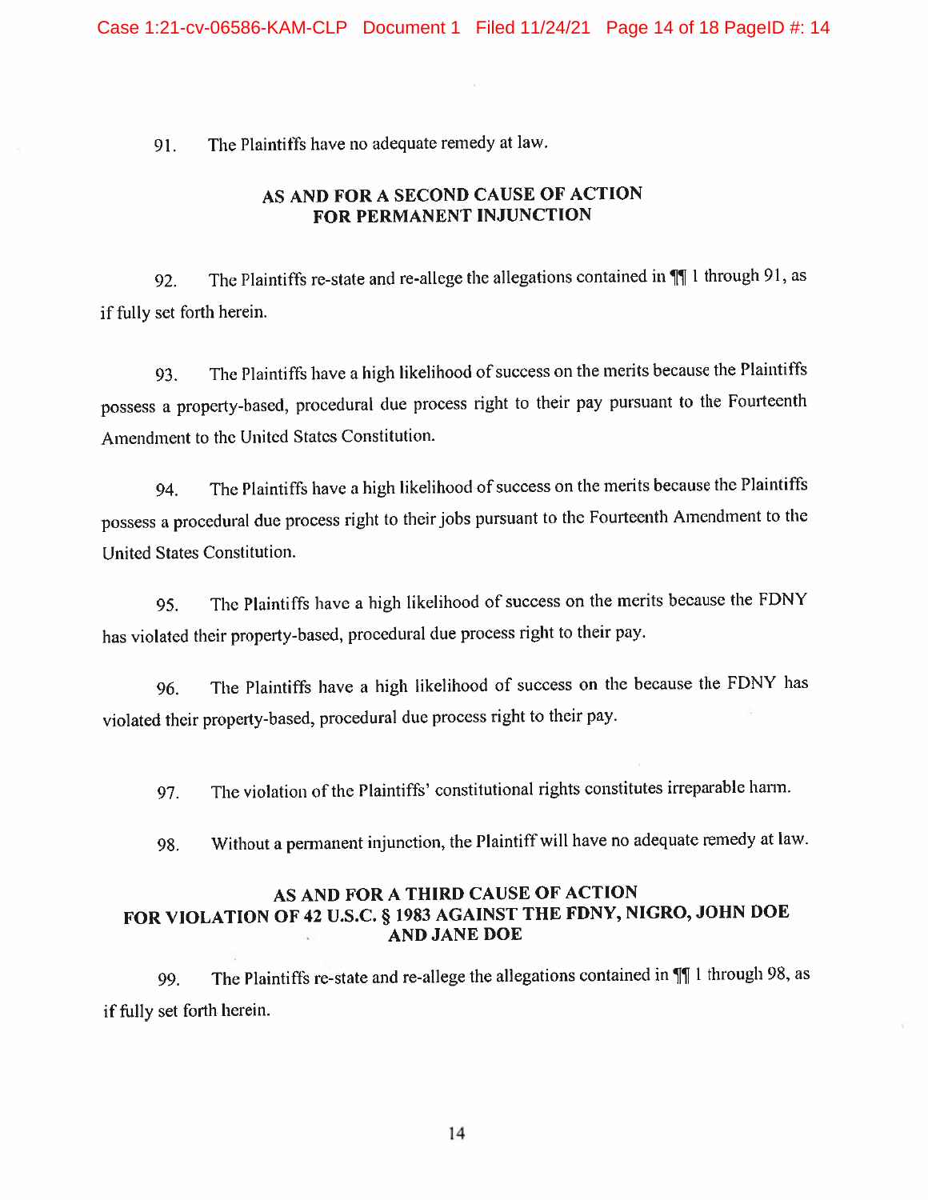91. The Plaintiffs have no adequate remedy at law.

## AS AND FOR A SECOND CAUSE OF ACTION FOR PERMANENT INJUNCTION

92. The Plaintiffs re-state and re-allege the allegations contained in ¶¶ 1 through 91, as if fully set forth herein.

93. The Plaintiffs have a high likelihood of success on the merits because the Plaintiffs possess a property-based, procedural due process right to their pay pursuant to the Fourteenth Amendment to the United States Constitution.

94. The Plaintiffs have a high likelihood of success on the merits because the Plaintiffs possess a procedural due process right to their jobs pursuant to the Fourteenth Amendment to the United States Constitution.

95. The Plaintiffs have a high likelihood of success on the merits because the FDNY has violated their property-based, procedural due process right to their pay.

96. The Plaintiffs have a high likelihood of success on the because the FDNY has violated their property-based, procedural due process right to their pay.

97. The violation of the Plaintiffs' constitutional rights constitutes irreparable harm.

98. Without a permanent injunction, the Plaintiff will have no adequate remedy at law.

## AS AND FOR A THIRD CAUSE OF ACTION FOR VIOLATION OF 42 U.S.C. § 1983 AGAINST THE FDNY, NIGRO, JOHN DOE AND JANE DOE

99. The Plaintiffs re-state and re-allege the allegations contained in ¶¶ 1 through 98, as if fully set forth herein.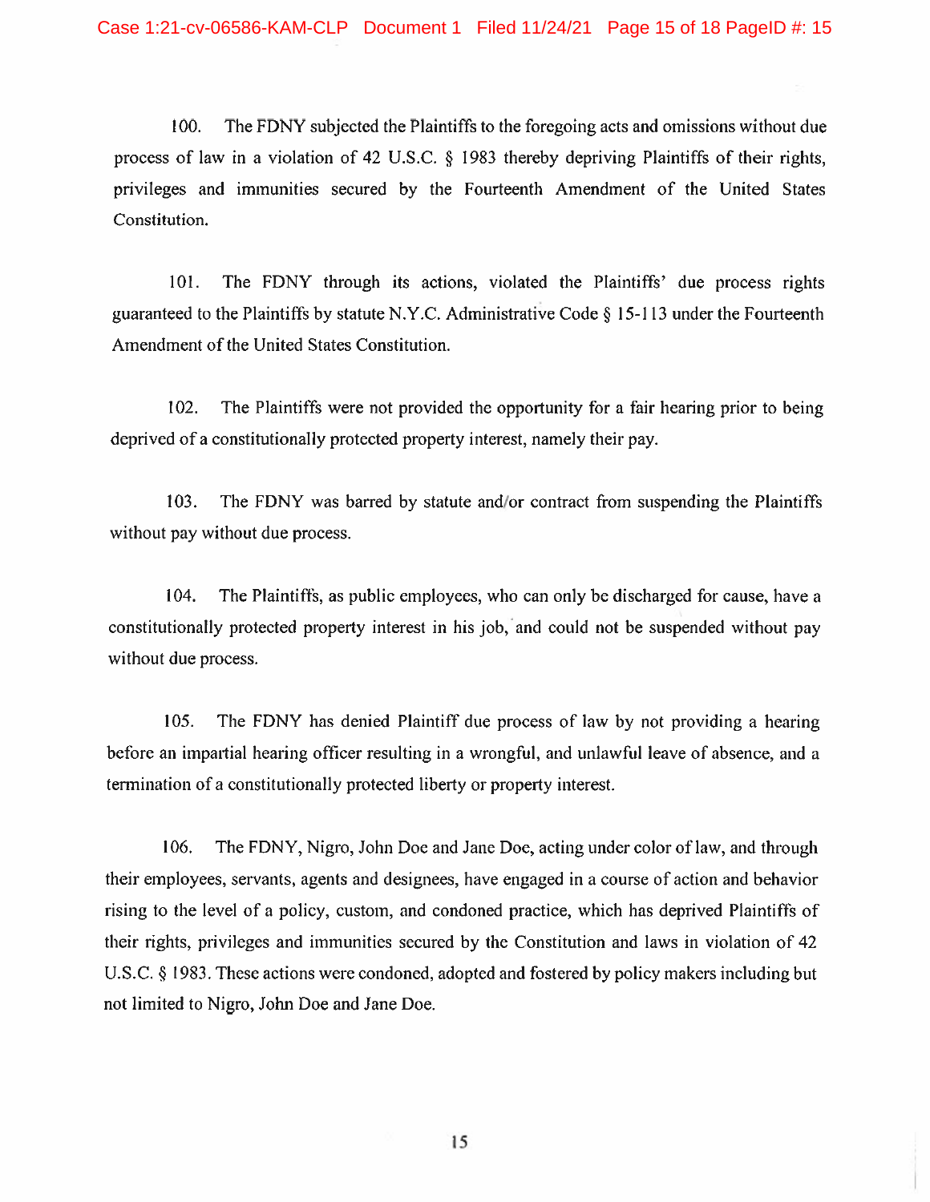100. The FDNY subjected the Plaintiffs to the foregoing acts and omissions without due process of law in a violation of 42 U.S.C. § 1983 thereby depriving Plaintiffs of their rights, privileges and immunities secured by the Fourteenth Amendment of the United States Constitution.

101. The FDNY through its actions, violated the Plaintiffs' due process rights guaranteed to the Plaintiffs by statute N.Y.C. Administrative Code § 15-113 under the Fourteenth Amendment of the United States Constitution.

102. The Plaintiffs were not provided the opportunity for a fair hearing prior to being deprived of a constitutionally protected property interest, namely their pay.

103. The FDNY was barred by statute and/or contract from suspending the Plaintiffs without pay without due process.

104. The Plaintiffs, as public employees, who can only be discharged for cause, have a constitutionally protected property interest in his job, and could not be suspended without pay without due process.

105. The FDNY has denied Plaintiff due process of law by not providing a hearing before an impartial hearing officer resulting in a wrongful, and unlawful leave of absence, and a termination of a constitutionally protected liberty or property interest.

106. The FDNY, Nigro, John Doe and Jane Doe, acting under color of law, and through their employees, servants, agents and designees, have engaged in a course of action and behavior rising to the level of a policy, custom, and condoned practice, which has deprived Plaintiffs of their rights, privileges and immunities secured by the Constitution and laws in violation of 42 U.S.C. § 1983. These actions were condoned, adopted and fostered by policy makers including but not limited to Nigro, John Doe and Jane Doe.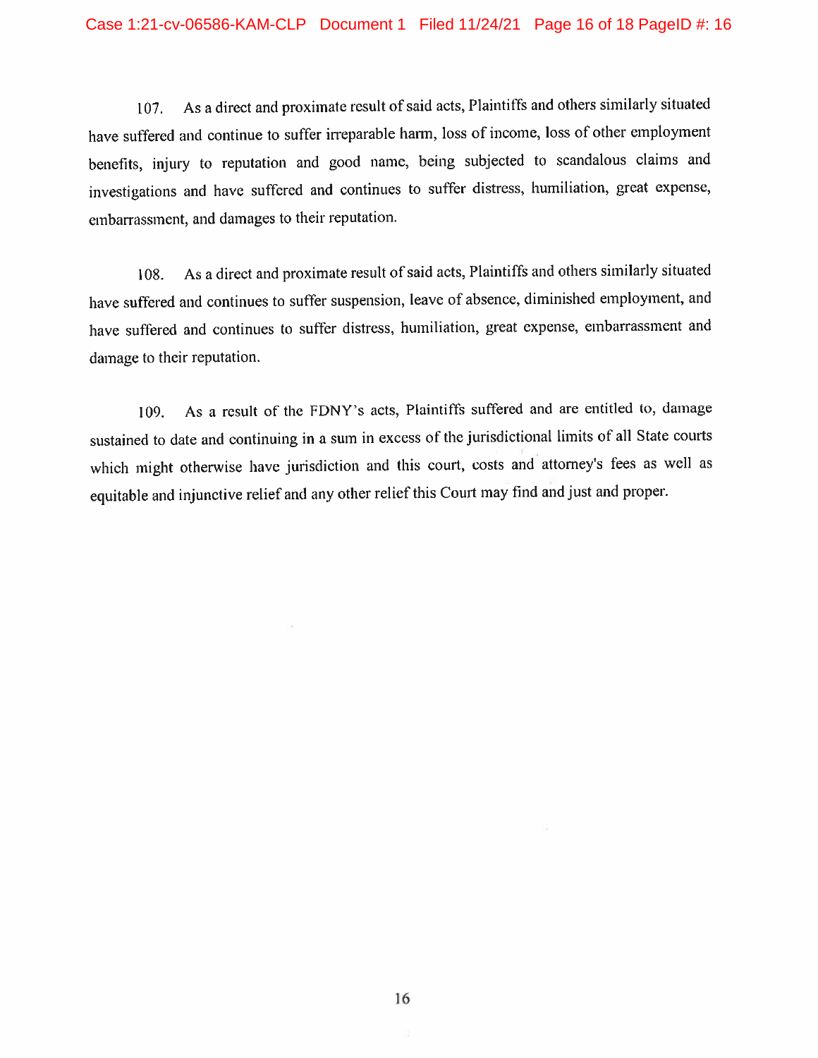107. As a direct and proximate result of said acts, Plaintiffs and others similarly situated have suffered and continue to suffer irreparable harm, loss of income, loss of other employment benefits, injury to reputation and good name, being subjected to scandalous claims and investigations and have suffered and continues to suffer distress, humiliation, great expense, embarrassment, and damages to their reputation.

108. As a direct and proximate result of said acts, Plaintiffs and others similarly situated have suffered and continues to suffer suspension, leave of absence, diminished employment, and have suffered and continues to suffer distress, humiliation, great expense, embarrassment and damage to their reputation.

109. As a result of the FDNY's acts, Plaintiffs suffered and are entitled to, damage sustained to date and continuing in a sum in excess of the jurisdictional limits of all State courts which might otherwise have jurisdiction and this court, costs and attorney's fees as well as equitable and injunctive relief and any other relief this Court may find and just and proper.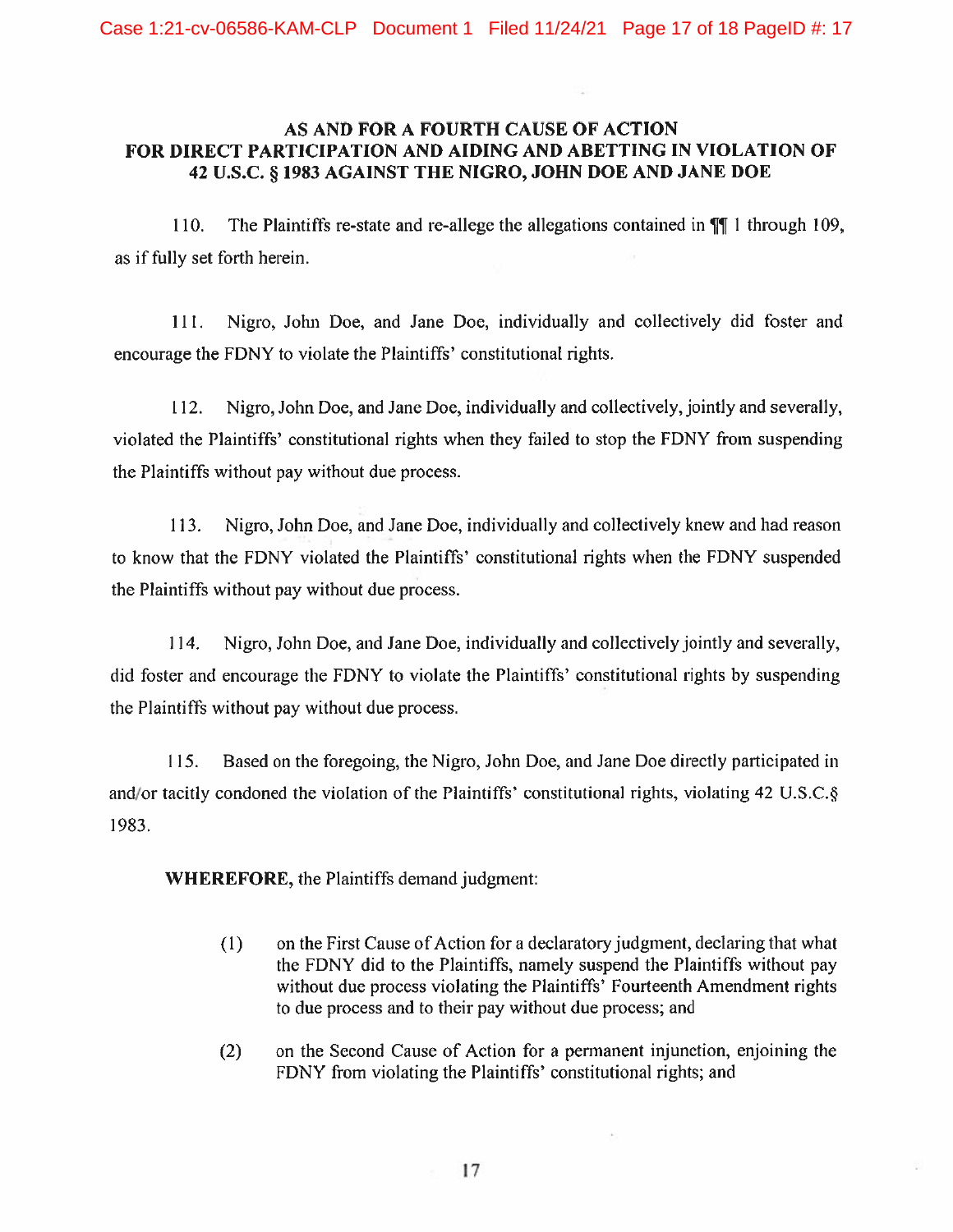## AS AND FOR A FOURTH CAUSE OF ACTION FOR DIRECT PARTICIPATION AND AIDING AND ABETTING IN VIOLATION OF 42 U.S.C. § 1983 AGAINST THE NIGRO, JOHN DOE AND JANE DOE

110. The Plaintiffs re-state and re-allege the allegations contained in ¶¶ 1 through 109, as if fully set forth herein.

111. Nigro, John Doe, and Jane Doe, individually and collectively did foster and encourage the FDNY to violate the Plaintiffs' constitutional rights.

112. Nigro, John Doe, and Jane Doe, individually and collectively, jointly and severally, violated the Plaintiffs' constitutional rights when they failed to stop the FDNY from suspending the Plaintiffs without pay without due process.

113. Nigro, John Doe, and Jane Doe, individually and collectively knew and had reason to know that the FDNY violated the Plaintiffs' constitutional rights when the FDNY suspended the Plaintiffs without pay without due process.

114. Nigro, John Doe, and Jane Doe, individually and collectively jointly and severally, did foster and encourage the FDNY to violate the Plaintiffs' constitutional rights by suspending the Plaintiffs without pay without due process.

115. Based on the foregoing, the Nigro, John Doe, and Jane Doe directly participated in and/or tacitly condoned the violation of the Plaintiffs' constitutional rights, violating 42 U.S.C.§ 1983.

**WHEREFORE,** the Plaintiffs demand judgment:

(1) on the First Cause of Action for a declaratory judgment, declaring that what the FDNY did to the Plaintiffs, namely suspend the Plaintiffs without pay without due process violating the Plaintiffs' Fourteenth Amendment rights to due process and to their pay without due process; and

(2) on the Second Cause of Action for a permanent injunction, enjoining the FDNY from violating the Plaintiffs' constitutional rights; and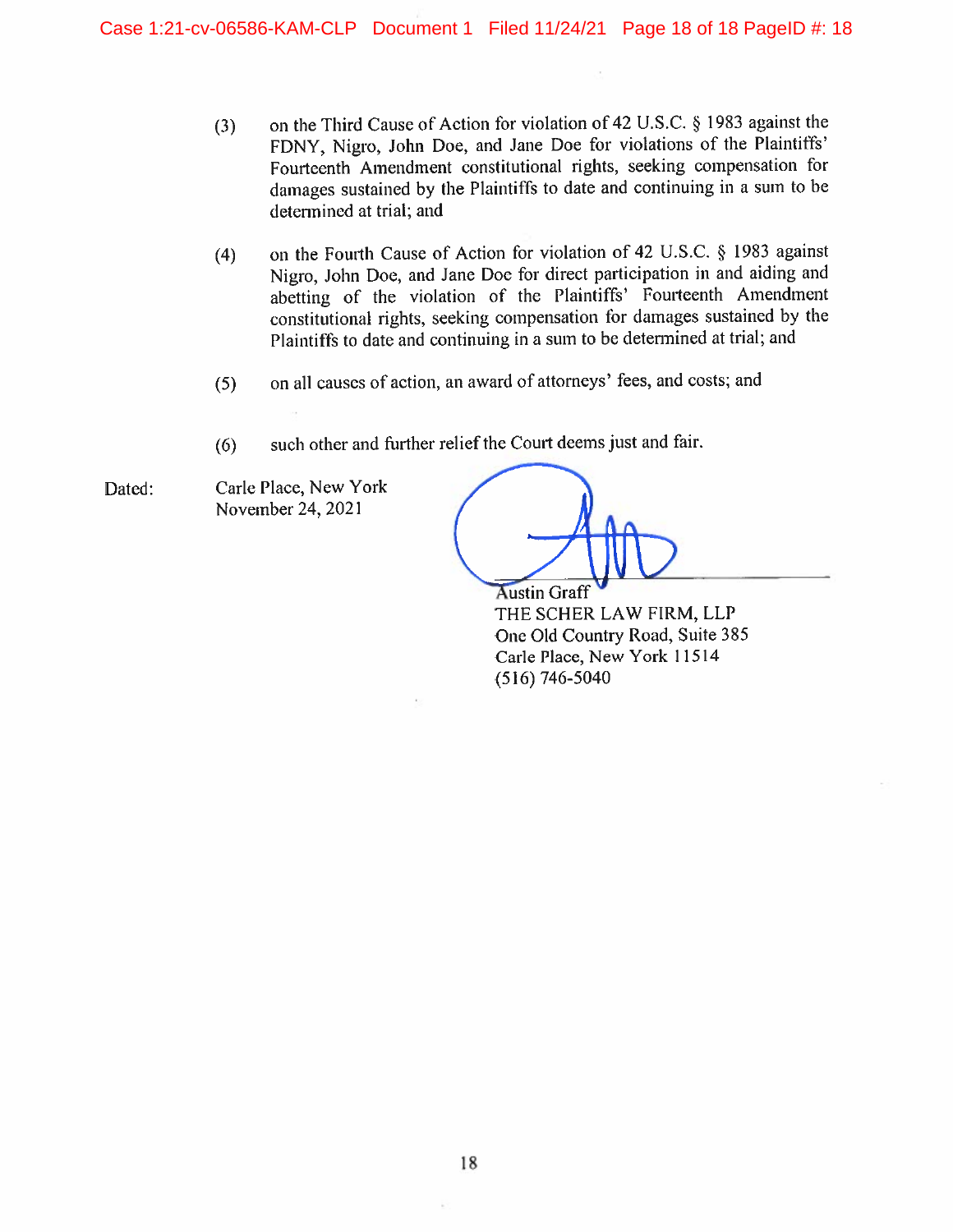(3) on the Third Cause of Action for violation of 42 U.S.C. § 1983 against the FDNY, Nigro, John Doe, and Jane Doe for violations of the Plaintiffs' Fourteenth Amendment constitutional rights, seeking compensation for damages sustained by the Plaintiffs to date and continuing in a sum to be determined at trial; and

(4) on the Fourth Cause of Action for violation of 42 U.S.C. § 1983 against Nigro, John Doe, and Jane Doe for direct participation in and aiding and abetting of the violation of the Plaintiffs' Fourteenth Amendment constitutional rights, seeking compensation for damages sustained by the Plaintiffs to date and continuing in a sum to be determined at trial; and

(5) on all causes of action, an award of attorneys' fees, and costs; and

(6) such other and further relief the Court deems just and fair.

Dated: Carle Place, New York
November 24, 2021

Austin Graff
THE SCHER LAW FIRM, LLP
One Old Country Road, Suite 385
Carle Place, New York 11514
(516) 746-5040